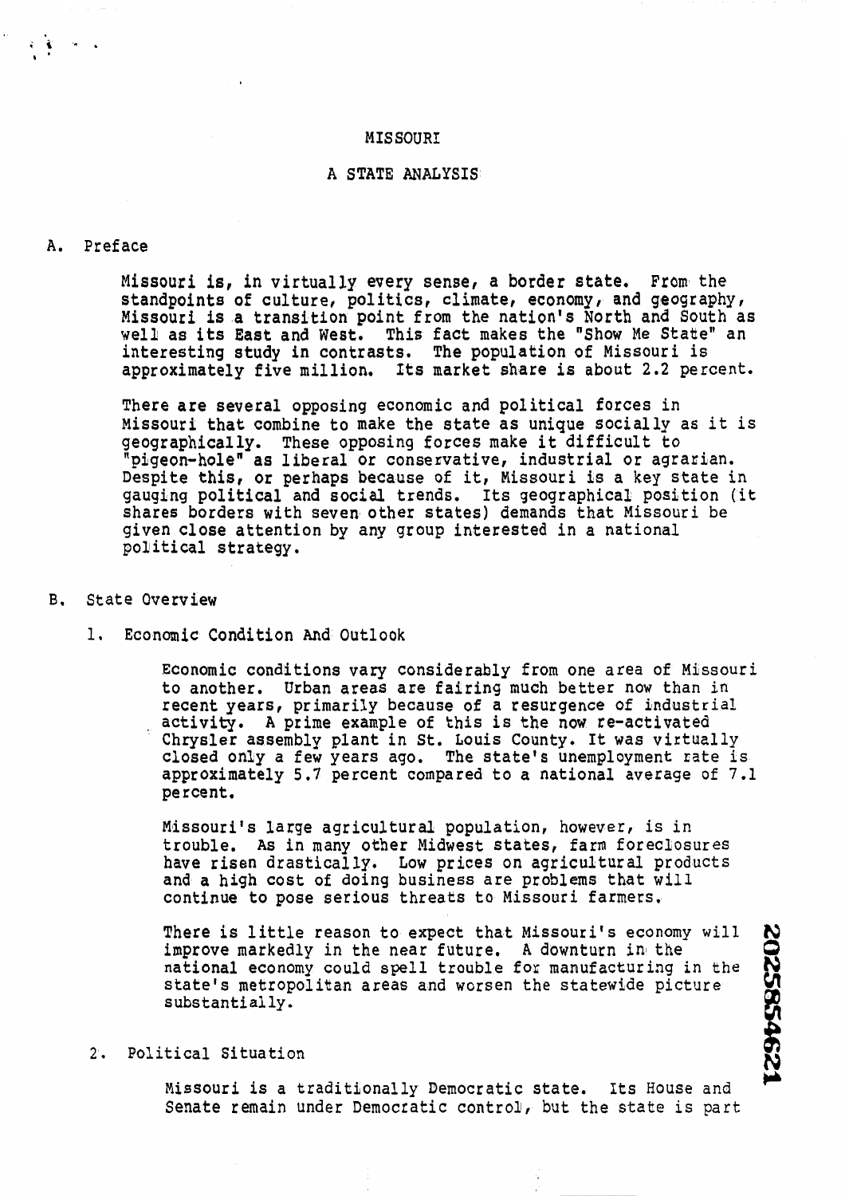# MISSOURI

## A STATE ANALYSIS

### A. Preface

Missouri is, in virtually every sense, a border state. From the standpoints of culture, politics, climate, economy, and geography, Missouri is a transition point from the nation's North and South as well as its East and West. This fact makes the "Show Me State" an interesting study in contrasts. The population of Missouri is approximately five million. Its market share is about 2.2 percent.

There are several opposing economic and political forces in Missouri that combine to make the state as unique socially as it is geographically. These opposing forces make it difficult to "pigeon-hole" as liberal or conservative, industrial or agrarian. Despite this, or perhaps because of it, Missouri is a key state in gauging political and social trends. Its geographical position (it shares borders with seven other states) demands that Missouri be given close attention by any group interested in a national political strategy.

### B. State Overview

#### 1. Economic Condition And Outlook

Economic conditions vary considerably from one area of Missouri to another. Urban areas are fairing much better now than in recent years, primarily because of a resurgence of industrial activity. A prime example of this is the now re-activated Chrysler assembly plant in St. Louis County. It was virtually closed only a few years ago. The state's unemployment rate is approximately 5.7 percent compared to a national average of 7.1 percent.

Missouri's large agricultural population, however, is in trouble. As in many other Midwest states, farm foreclosures have risen drastically. Low prices on agricultural products and a high cost of doing business are problems that will continue to pose serious threats to Missouri farmers.

There is little reason to expect that Missouri's economy will improve markedly in the near future. A downturn in the national economy could spell trouble for manufacturing in the state's metropolitan areas and worsen the statewide picture substantially.

#### 2. Political Situation

Missouri is a traditionally Democratic state. Its House and Senate remain under Democratic control, but the state is part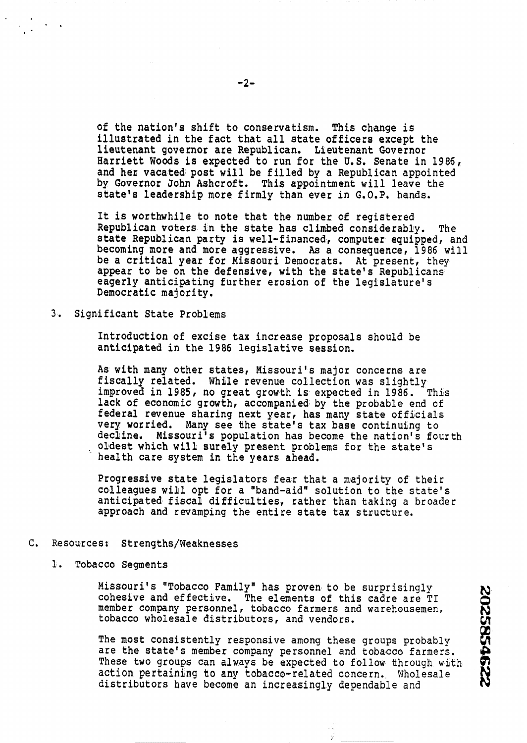of the nation's shift to conservatism. This change is illustrated in the fact that all state officers except the lieutenant governor are Republican. Lieutenant Governor Harriett Woods is expected to run for the U.S. Senate in 1986, and her vacated post will be filled by a Republican appointed by Governor John Ashcroft. This appointment will leave the state's leadership more firmly than ever in G.O.P. hands.

It is worthwhile to note that the number of registered Republican voters in the state has climbed considerably. The state Republican party is well-financed, computer equipped, and becoming more and more aggressive. As a consequence, 1986 will be a critical year for Missouri Democrats. At present, they appear to be on the defensive, with the state's Republicans eagerly anticipating further erosion of the legislature's Democratic majority.

3. Significant State Problems

Introduction of excise tax increase proposals should be anticipated in the 1986 legislative session.

As with many other states, Missouri's major concerns are fiscally related. While revenue collection was slightly improved in 1985, no great growth is expected in 1986. This lack of economic growth, accompanied by the probable end of federal revenue sharing next year, has many state officials very worried. Many see the state's tax base continuing to decline. Missouri's population has become the nation's fourth oldest which will surely present problems for the state's health care system in the years ahead.

Progressive state legislators fear that a majority of their colleagues will opt for a "band-aid" solution to the state's anticipated fiscal difficulties, rather than taking a broader approach and revamping the entire state tax structure.

C. Resources: Strengths/Weaknesses

1. Tobacco Segments

Missouri's "Tobacco Family" has proven to be surprisingly cohesive and effective. The elements of this cadre are TI member company personnel, tobacco farmers and warehousemen, tobacco wholesale distributors, and vendors.

The most consistently responsive among these groups probably are the state's member company personnel and tobacco farmers. These two groups can always be expected to follow through with action pertaining to any tobacco-related concern. Wholesale distributors have become an increasingly dependable and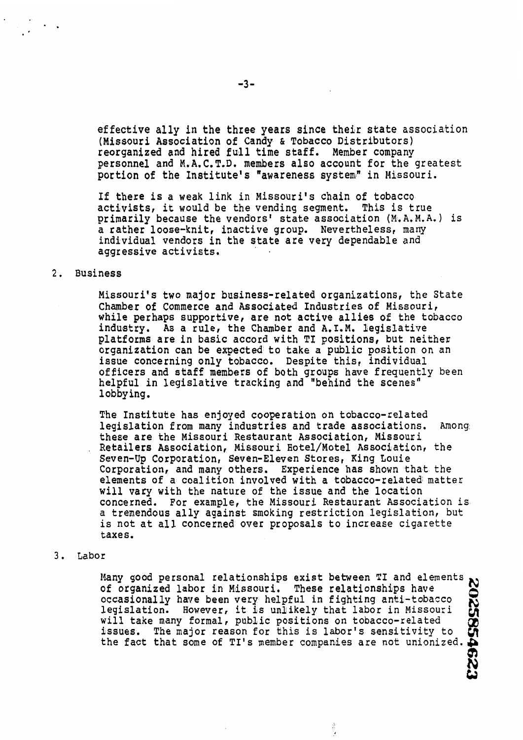effective ally in the three years since their state association (Missouri Association of Candy & Tobacco Distributors) reorganized and hired full time staff. Member company personnel and M.A.C.T.D. members also account for the greatest portion of the Institute's "awareness system" in Missouri.

If there is a weak link in Missouri's chain of tobacco activists, it would be the vending segment. This is true primarily because the vendors' state association (M.A.M.A.) is a rather loose-knit, inactive group. Nevertheless, many individual vendors in the state are very dependable and aggressive activists.

2. Business

Missouri's two major business-related organizations, the State Chamber of Commerce and Associated Industries of Missouri, while perhaps supportive, are not active allies of the tobacco industry. As a rule, the Chamber and A.I.M. legislative platforms are in basic accord with TI positions, but neither organization can be expected to take a public position on an issue concerning only tobacco. Despite this, individual officers and staff members of both groups have frequently been helpful in legislative tracking and "behind the scenes" lobbying.

The Institute has enjoyed cooperation on tobacco-related legislation from many industries and trade associations. Among these are the Missouri Restaurant Association, Missouri Retailers Association, Missouri Hotel/Motel Association, the Seven-Up Corporation, Seven-Eleven Stores, King Louie Corporation, and many others. Experience has shown that the elements of a coalition involved with a tobacco-related matter will vary with the nature of the issue and the location concerned. For example, the Missouri Restaurant Association is a tremendous ally against smoking restriction legislation, but is not at all concerned over proposals to increase cigarette taxes.

3. Labor

Many good personal relationships exist between TI and elements of organized labor in Missouri. These relationships have occasionally have been very helpful in fighting anti-tobacco legislation. However, it is unlikely that labor in Missouri will take many formal, public positions on tobacco-related issues. The major reason for this is labor's sensitivity to the fact that some of TI's member companies are not unionized.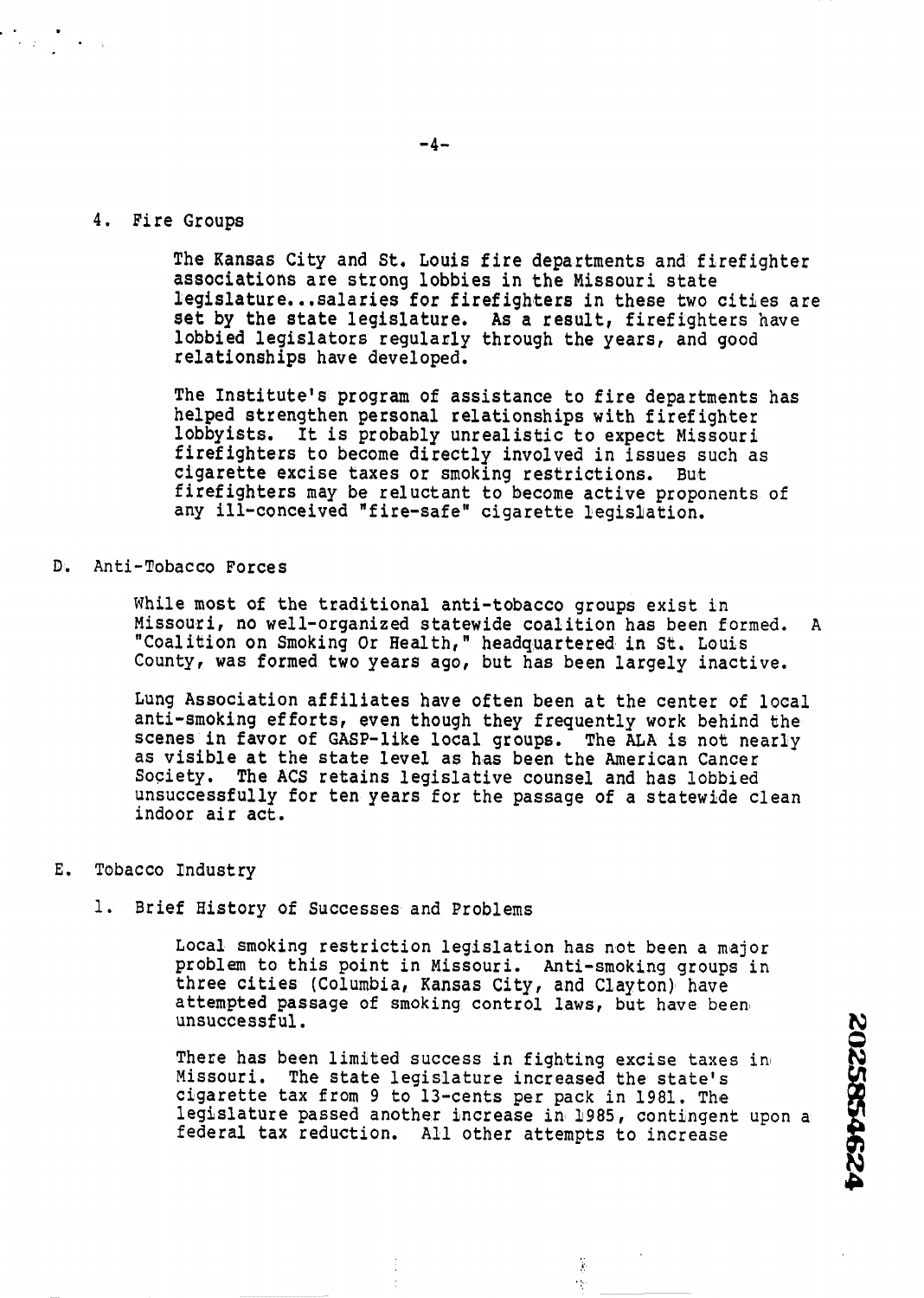4. Fire Groups

The Kansas City and St. Louis fire departments and firefighter associations are strong lobbies in the Missouri state legislature...salaries for firefighters in these two cities are set by the state legislature. As a result, firefighters have lobbied legislators regularly through the years, and good relationships have developed.

The Institute's program of assistance to fire departments has helped strengthen personal relationships with firefighter lobbyists. It is probably unrealistic to expect Missouri firefighters to become directly involved in issues such as cigarette excise taxes or smoking restrictions. But firefighters may be reluctant to become active proponents of any ill-conceived "fire-safe" cigarette legislation.

D. Anti-Tobacco Forces

While most of the traditional anti-tobacco groups exist in Missouri, no well-organized statewide coalition has been formed. A "Coalition on Smoking Or Health," headquartered in St. Louis County, was formed two years ago, but has been largely inactive.

Lung Association affiliates have often been at the center of local anti-smoking efforts, even though they frequently work behind the scenes in favor of GASP-like local groups. The ALA is not nearly as visible at the state level as has been the American Cancer Society. The ACS retains legislative counsel and has lobbied unsuccessfully for ten years for the passage of a statewide clean indoor air act.

E. Tobacco Industry

1. Brief History of Successes and Problems

Local smoking restriction legislation has not been a major problem to this point in Missouri. Anti-smoking groups in three cities (Columbia, Kansas City, and Clayton) have attempted passage of smoking control laws, but have been unsuccessful.

There has been limited success in fighting excise taxes in Missouri. The state legislature increased the state's cigarette tax from 9 to 13-cents per pack in 1981. The legislature passed another increase in 1985, contingent upon a federal tax reduction. All other attempts to increase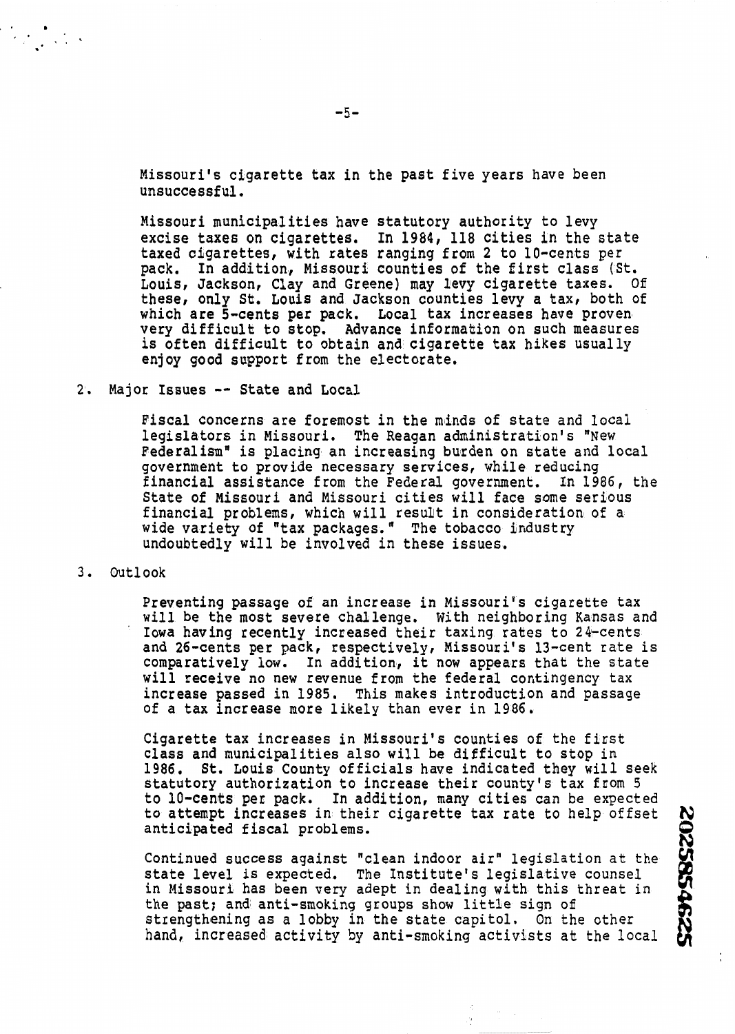Missouri's cigarette tax in the past five years have been unsuccessful.

Missouri municipalities have statutory authority to levy excise taxes on cigarettes. In 1984, 118 cities in the state taxed cigarettes, with rates ranging from 2 to 10-cents per pack. In addition, Missouri counties of the first class (St. Louis, Jackson, Clay and Greene) may levy cigarette taxes. Of these, only St. Louis and Jackson counties levy a tax, both of which are 5-cents per pack. Local tax increases have proven very difficult to stop. Advance information on such measures is often difficult to obtain and cigarette tax hikes usually enjoy good support from the electorate.

2. Major Issues -- State and Local

Fiscal concerns are foremost in the minds of state and local legislators in Missouri. The Reagan administration's "New Federalism" is placing an increasing burden on state and local government to provide necessary services, while reducing financial assistance from the Federal government. In 1986, the State of Missouri and Missouri cities will face some serious financial problems, which will result in consideration of a wide variety of "tax packages." The tobacco industry undoubtedly will be involved in these issues.

3. Outlook

Preventing passage of an increase in Missouri's cigarette tax will be the most severe challenge. With neighboring Kansas and Iowa having recently increased their taxing rates to 24-cents and 26-cents per pack, respectively, Missouri's 13-cent rate is comparatively low. In addition, it now appears that the state will receive no new revenue from the federal contingency tax increase passed in 1985. This makes introduction and passage of a tax increase more likely than ever in 1986.

Cigarette tax increases in Missouri's counties of the first class and municipalities also will be difficult to stop in 1986. St. Louis County officials have indicated they will seek statutory authorization to increase their county's tax from 5 to 10-cents per pack. In addition, many cities can be expected to attempt increases in their cigarette tax rate to help offset anticipated fiscal problems.

Continued success against "clean indoor air" legislation at the state level is expected. The Institute's legislative counsel in Missouri has been very adept in dealing with this threat in the past; and anti-smoking groups show little sign of strengthening as a lobby in the state capitol. On the other hand, increased activity by anti-smoking activists at the local

2025854625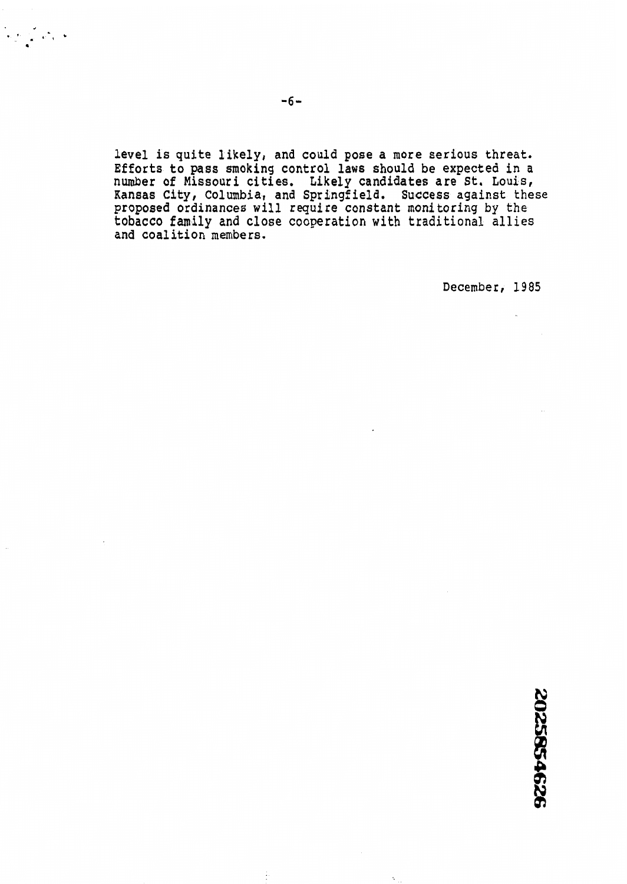level is quite likely, and could pose a more serious threat. Efforts to pass smoking control laws should be expected in a number of Missouri cities. Likely candidates are St. Louis, Kansas City, Columbia, and Springfield. Success against these proposed ordinances will require constant monitoring by the tobacco family and close cooperation with traditional allies and coalition members.

December, 1985

2025854626